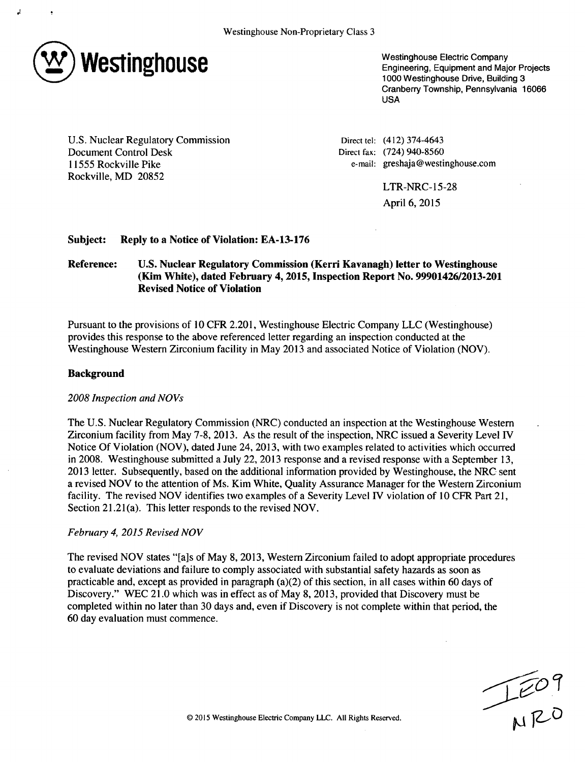Westinghouse Non-Proprietary Class 3

**Westinghouse**

Westinghouse Electric Company
Engineering, Equipment and Major Projects
1000 Westinghouse Drive, Building 3
Cranberry Township, Pennsylvania 16066
USA

U.S. Nuclear Regulatory Commission
Document Control Desk
11555 Rockville Pike
Rockville, MD 20852

Direct tel: (412) 374-4643
Direct fax: (724) 940-8560
e-mail: greshaja@westinghouse.com

LTR-NRC-15-28
April 6, 2015

**Subject: Reply to a Notice of Violation: EA-13-176**

**Reference: U.S. Nuclear Regulatory Commission (Kerri Kavanagh) letter to Westinghouse (Kim White), dated February 4, 2015, Inspection Report No. 99901426/2013-201 Revised Notice of Violation**

Pursuant to the provisions of 10 CFR 2.201, Westinghouse Electric Company LLC (Westinghouse) provides this response to the above referenced letter regarding an inspection conducted at the Westinghouse Western Zirconium facility in May 2013 and associated Notice of Violation (NOV).

## Background

*2008 Inspection and NOVs*

The U.S. Nuclear Regulatory Commission (NRC) conducted an inspection at the Westinghouse Western Zirconium facility from May 7-8, 2013. As the result of the inspection, NRC issued a Severity Level IV Notice Of Violation (NOV), dated June 24, 2013, with two examples related to activities which occurred in 2008. Westinghouse submitted a July 22, 2013 response and a revised response with a September 13, 2013 letter. Subsequently, based on the additional information provided by Westinghouse, the NRC sent a revised NOV to the attention of Ms. Kim White, Quality Assurance Manager for the Western Zirconium facility. The revised NOV identifies two examples of a Severity Level IV violation of 10 CFR Part 21, Section 21.21(a). This letter responds to the revised NOV.

*February 4, 2015 Revised NOV*

The revised NOV states "[a]s of May 8, 2013, Western Zirconium failed to adopt appropriate procedures to evaluate deviations and failure to comply associated with substantial safety hazards as soon as practicable and, except as provided in paragraph (a)(2) of this section, in all cases within 60 days of Discovery." WEC 21.0 which was in effect as of May 8, 2013, provided that Discovery must be completed within no later than 30 days and, even if Discovery is not complete within that period, the 60 day evaluation must commence.

© 2015 Westinghouse Electric Company LLC. All Rights Reserved.

IE09
NRO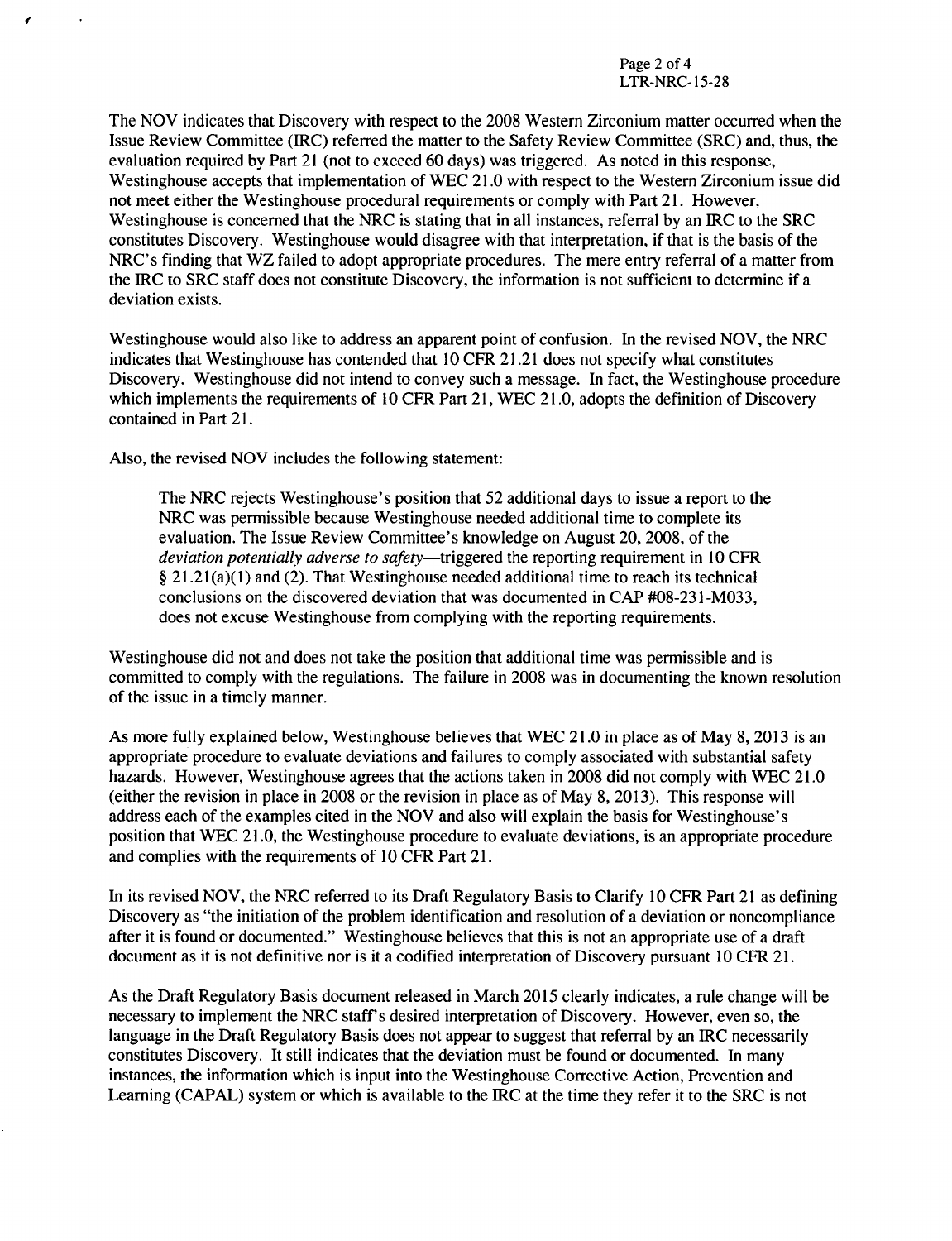The NOV indicates that Discovery with respect to the 2008 Western Zirconium matter occurred when the Issue Review Committee (IRC) referred the matter to the Safety Review Committee (SRC) and, thus, the evaluation required by Part 21 (not to exceed 60 days) was triggered. As noted in this response, Westinghouse accepts that implementation of WEC 21.0 with respect to the Western Zirconium issue did not meet either the Westinghouse procedural requirements or comply with Part 21. However, Westinghouse is concerned that the NRC is stating that in all instances, referral by an IRC to the SRC constitutes Discovery. Westinghouse would disagree with that interpretation, if that is the basis of the NRC's finding that WZ failed to adopt appropriate procedures. The mere entry referral of a matter from the IRC to SRC staff does not constitute Discovery, the information is not sufficient to determine if a deviation exists.

Westinghouse would also like to address an apparent point of confusion. In the revised NOV, the NRC indicates that Westinghouse has contended that 10 CFR 21.21 does not specify what constitutes Discovery. Westinghouse did not intend to convey such a message. In fact, the Westinghouse procedure which implements the requirements of 10 CFR Part 21, WEC 21.0, adopts the definition of Discovery contained in Part 21.

Also, the revised NOV includes the following statement:

> The NRC rejects Westinghouse's position that 52 additional days to issue a report to the NRC was permissible because Westinghouse needed additional time to complete its evaluation. The Issue Review Committee's knowledge on August 20, 2008, of the *deviation potentially adverse to safety*—triggered the reporting requirement in 10 CFR § 21.21(a)(1) and (2). That Westinghouse needed additional time to reach its technical conclusions on the discovered deviation that was documented in CAP #08-231-M033, does not excuse Westinghouse from complying with the reporting requirements.

Westinghouse did not and does not take the position that additional time was permissible and is committed to comply with the regulations. The failure in 2008 was in documenting the known resolution of the issue in a timely manner.

As more fully explained below, Westinghouse believes that WEC 21.0 in place as of May 8, 2013 is an appropriate procedure to evaluate deviations and failures to comply associated with substantial safety hazards. However, Westinghouse agrees that the actions taken in 2008 did not comply with WEC 21.0 (either the revision in place in 2008 or the revision in place as of May 8, 2013). This response will address each of the examples cited in the NOV and also will explain the basis for Westinghouse's position that WEC 21.0, the Westinghouse procedure to evaluate deviations, is an appropriate procedure and complies with the requirements of 10 CFR Part 21.

In its revised NOV, the NRC referred to its Draft Regulatory Basis to Clarify 10 CFR Part 21 as defining Discovery as "the initiation of the problem identification and resolution of a deviation or noncompliance after it is found or documented." Westinghouse believes that this is not an appropriate use of a draft document as it is not definitive nor is it a codified interpretation of Discovery pursuant 10 CFR 21.

As the Draft Regulatory Basis document released in March 2015 clearly indicates, a rule change will be necessary to implement the NRC staff's desired interpretation of Discovery. However, even so, the language in the Draft Regulatory Basis does not appear to suggest that referral by an IRC necessarily constitutes Discovery. It still indicates that the deviation must be found or documented. In many instances, the information which is input into the Westinghouse Corrective Action, Prevention and Learning (CAPAL) system or which is available to the IRC at the time they refer it to the SRC is not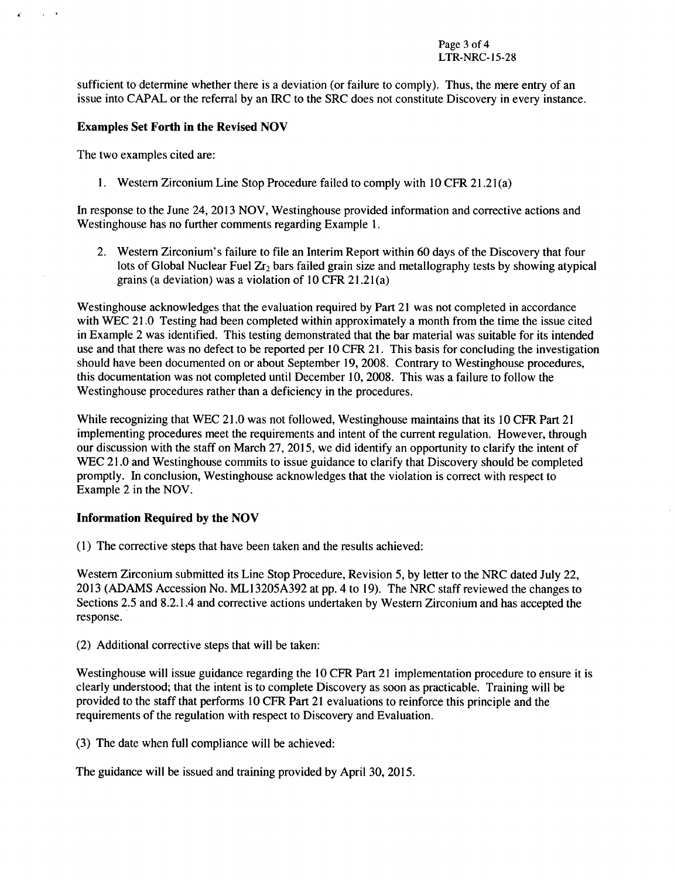sufficient to determine whether there is a deviation (or failure to comply). Thus, the mere entry of an issue into CAPAL or the referral by an IRC to the SRC does not constitute Discovery in every instance.

**Examples Set Forth in the Revised NOV**

The two examples cited are:

1. Western Zirconium Line Stop Procedure failed to comply with 10 CFR 21.21(a)

In response to the June 24, 2013 NOV, Westinghouse provided information and corrective actions and Westinghouse has no further comments regarding Example 1.

2. Western Zirconium's failure to file an Interim Report within 60 days of the Discovery that four lots of Global Nuclear Fuel $Zr_2$ bars failed grain size and metallography tests by showing atypical grains (a deviation) was a violation of 10 CFR 21.21(a)

Westinghouse acknowledges that the evaluation required by Part 21 was not completed in accordance with WEC 21.0 Testing had been completed within approximately a month from the time the issue cited in Example 2 was identified. This testing demonstrated that the bar material was suitable for its intended use and that there was no defect to be reported per 10 CFR 21. This basis for concluding the investigation should have been documented on or about September 19, 2008. Contrary to Westinghouse procedures, this documentation was not completed until December 10, 2008. This was a failure to follow the Westinghouse procedures rather than a deficiency in the procedures.

While recognizing that WEC 21.0 was not followed, Westinghouse maintains that its 10 CFR Part 21 implementing procedures meet the requirements and intent of the current regulation. However, through our discussion with the staff on March 27, 2015, we did identify an opportunity to clarify the intent of WEC 21.0 and Westinghouse commits to issue guidance to clarify that Discovery should be completed promptly. In conclusion, Westinghouse acknowledges that the violation is correct with respect to Example 2 in the NOV.

**Information Required by the NOV**

(1) The corrective steps that have been taken and the results achieved:

Western Zirconium submitted its Line Stop Procedure, Revision 5, by letter to the NRC dated July 22, 2013 (ADAMS Accession No. ML13205A392 at pp. 4 to 19). The NRC staff reviewed the changes to Sections 2.5 and 8.2.1.4 and corrective actions undertaken by Western Zirconium and has accepted the response.

(2) Additional corrective steps that will be taken:

Westinghouse will issue guidance regarding the 10 CFR Part 21 implementation procedure to ensure it is clearly understood; that the intent is to complete Discovery as soon as practicable. Training will be provided to the staff that performs 10 CFR Part 21 evaluations to reinforce this principle and the requirements of the regulation with respect to Discovery and Evaluation.

(3) The date when full compliance will be achieved:

The guidance will be issued and training provided by April 30, 2015.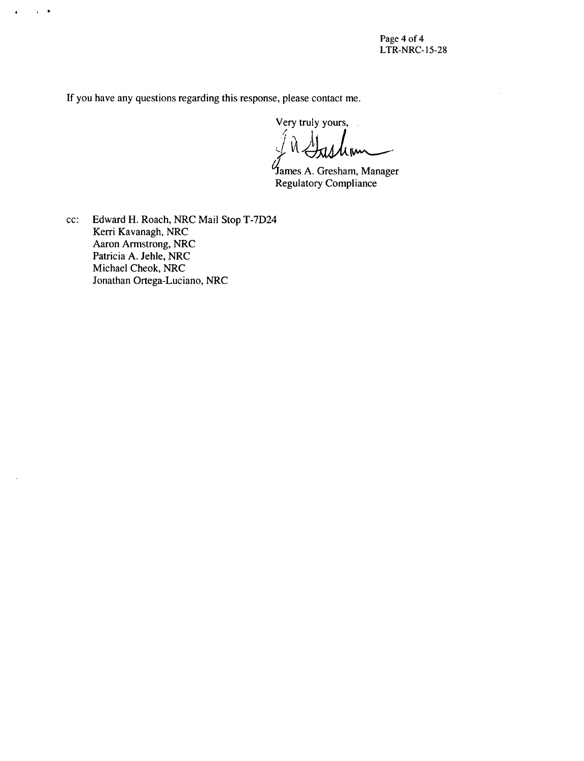If you have any questions regarding this response, please contact me.

Very truly yours,

James A. Gresham, Manager
Regulatory Compliance

cc: Edward H. Roach, NRC Mail Stop T-7D24
Kerri Kavanagh, NRC
Aaron Armstrong, NRC
Patricia A. Jehle, NRC
Michael Cheok, NRC
Jonathan Ortega-Luciano, NRC